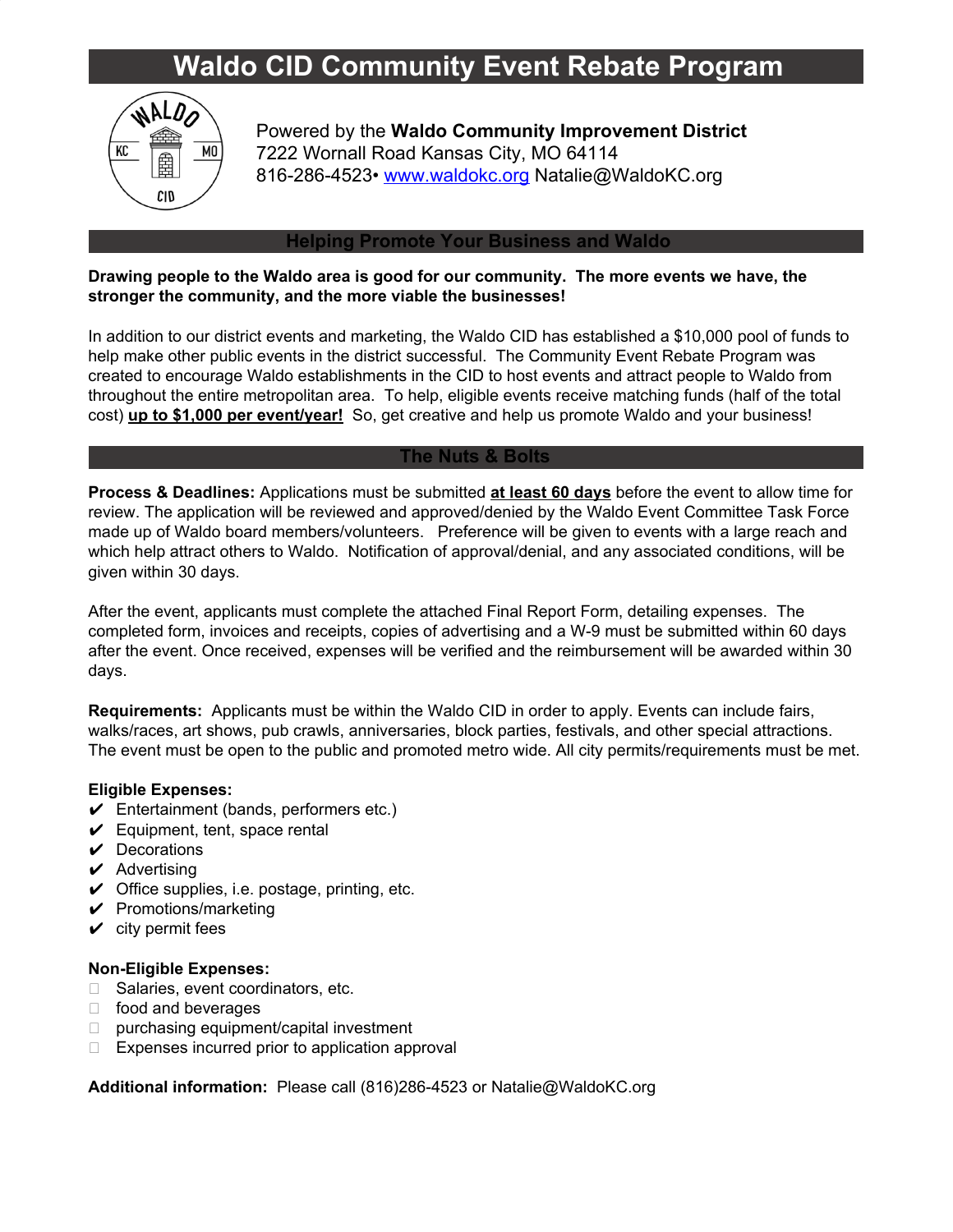# Waldo CID Community Event Rebate Program

Powered by the **Waldo Community Improvement District**
7222 Wornall Road Kansas City, MO 64114
816-286-4523• www.waldokc.org Natalie@WaldoKC.org

## Helping Promote Your Business and Waldo

**Drawing people to the Waldo area is good for our community. The more events we have, the stronger the community, and the more viable the businesses!**

In addition to our district events and marketing, the Waldo CID has established a $10,000 pool of funds to help make other public events in the district successful. The Community Event Rebate Program was created to encourage Waldo establishments in the CID to host events and attract people to Waldo from throughout the entire metropolitan area. To help, eligible events receive matching funds (half of the total cost) **up to $1,000 per event/year!** So, get creative and help us promote Waldo and your business!

## The Nuts & Bolts

**Process & Deadlines:** Applications must be submitted **at least 60 days** before the event to allow time for review. The application will be reviewed and approved/denied by the Waldo Event Committee Task Force made up of Waldo board members/volunteers. Preference will be given to events with a large reach and which help attract others to Waldo. Notification of approval/denial, and any associated conditions, will be given within 30 days.

After the event, applicants must complete the attached Final Report Form, detailing expenses. The completed form, invoices and receipts, copies of advertising and a W-9 must be submitted within 60 days after the event. Once received, expenses will be verified and the reimbursement will be awarded within 30 days.

**Requirements:** Applicants must be within the Waldo CID in order to apply. Events can include fairs, walks/races, art shows, pub crawls, anniversaries, block parties, festivals, and other special attractions. The event must be open to the public and promoted metro wide. All city permits/requirements must be met.

**Eligible Expenses:**

- ✔ Entertainment (bands, performers etc.)
- ✔ Equipment, tent, space rental
- ✔ Decorations
- ✔ Advertising
- ✔ Office supplies, i.e. postage, printing, etc.
- ✔ Promotions/marketing
- ✔ city permit fees

**Non-Eligible Expenses:**

- Salaries, event coordinators, etc.
- food and beverages
- purchasing equipment/capital investment
- Expenses incurred prior to application approval

**Additional information:** Please call (816)286-4523 or Natalie@WaldoKC.org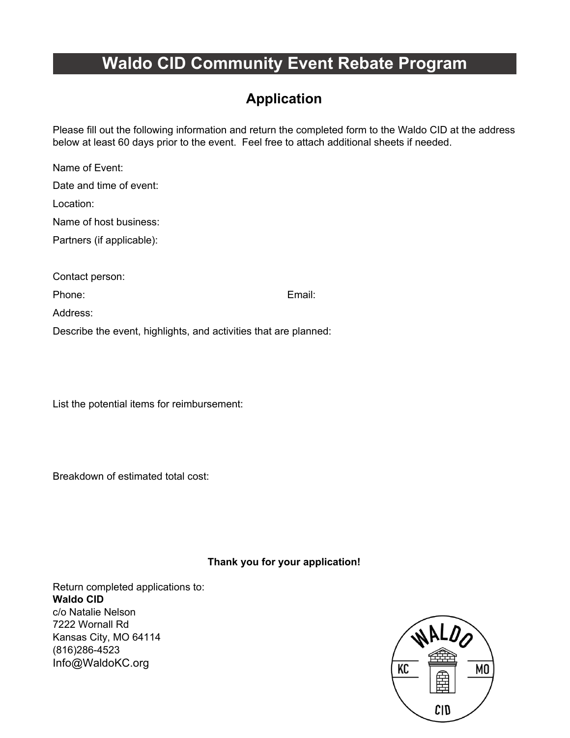# Waldo CID Community Event Rebate Program

## Application

Please fill out the following information and return the completed form to the Waldo CID at the address below at least 60 days prior to the event. Feel free to attach additional sheets if needed.

Name of Event:

Date and time of event:

Location:

Name of host business:

Partners (if applicable):

Contact person:

Phone: Email:

Address:

Describe the event, highlights, and activities that are planned:

List the potential items for reimbursement:

Breakdown of estimated total cost:

**Thank you for your application!**

Return completed applications to:
**Waldo CID**
c/o Natalie Nelson
7222 Wornall Rd
Kansas City, MO 64114
(816)286-4523
Info@WaldoKC.org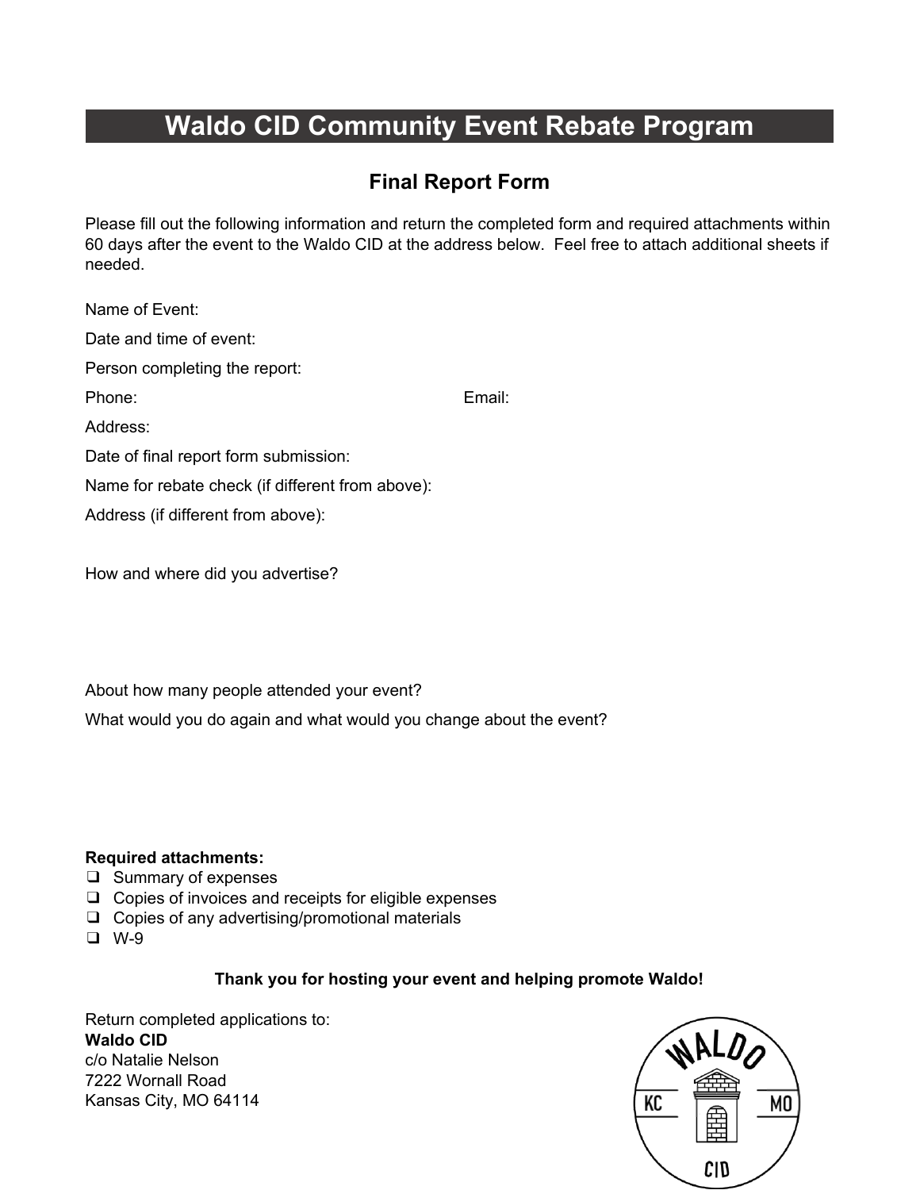# Waldo CID Community Event Rebate Program

## Final Report Form

Please fill out the following information and return the completed form and required attachments within 60 days after the event to the Waldo CID at the address below. Feel free to attach additional sheets if needed.

Name of Event:

Date and time of event:

Person completing the report:

Phone: Email:

Address:

Date of final report form submission:

Name for rebate check (if different from above):

Address (if different from above):

How and where did you advertise?

About how many people attended your event?

What would you do again and what would you change about the event?

**Required attachments:**

- ❑ Summary of expenses
- ❑ Copies of invoices and receipts for eligible expenses
- ❑ Copies of any advertising/promotional materials
- ❑ W-9

**Thank you for hosting your event and helping promote Waldo!**

Return completed applications to:
**Waldo CID**
c/o Natalie Nelson
7222 Wornall Road
Kansas City, MO 64114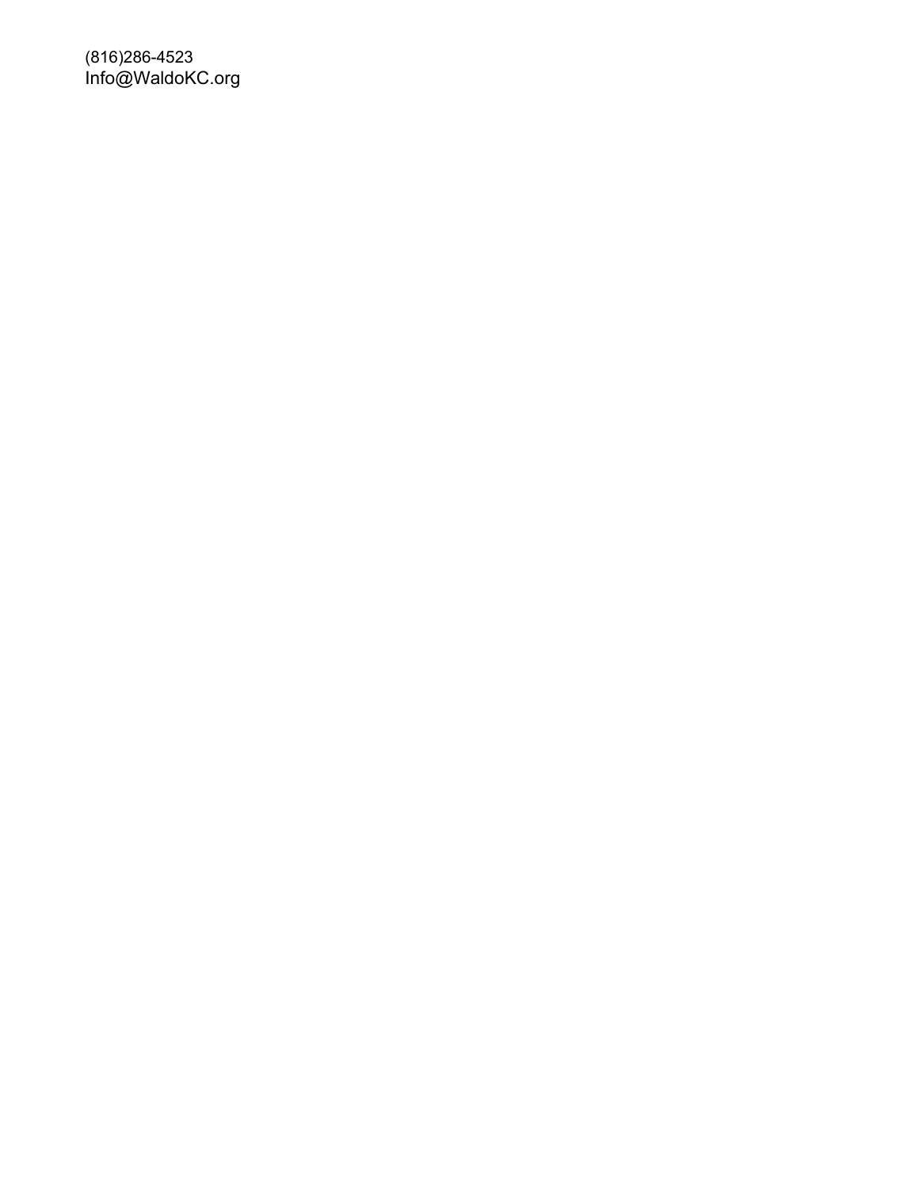(816)286-4523
Info@WaldoKC.org